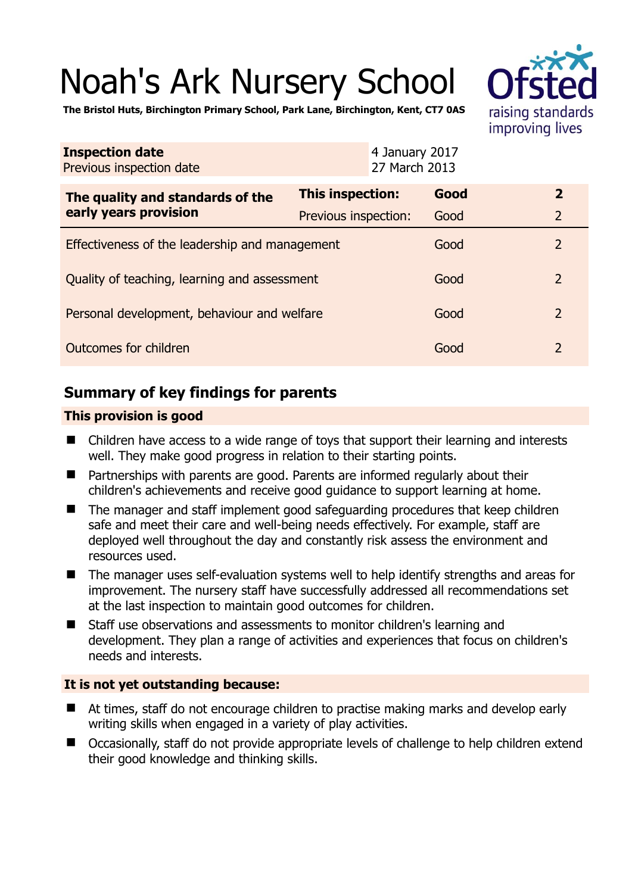# Noah's Ark Nursery School

**The Bristol Huts, Birchington Primary School, Park Lane, Birchington, Kent, CT7 0AS**

| | |
|---|---|
| **Inspection date** | 4 January 2017 |
| Previous inspection date | 27 March 2013 |

| | | | |
|---|---|---|---|
| **The quality and standards of the early years provision** | **This inspection:** | **Good** | **2** |
| | Previous inspection: | Good | 2 |
| Effectiveness of the leadership and management | | Good | 2 |
| Quality of teaching, learning and assessment | | Good | 2 |
| Personal development, behaviour and welfare | | Good | 2 |
| Outcomes for children | | Good | 2 |

## Summary of key findings for parents

### This provision is good

- Children have access to a wide range of toys that support their learning and interests well. They make good progress in relation to their starting points.
- Partnerships with parents are good. Parents are informed regularly about their children's achievements and receive good guidance to support learning at home.
- The manager and staff implement good safeguarding procedures that keep children safe and meet their care and well-being needs effectively. For example, staff are deployed well throughout the day and constantly risk assess the environment and resources used.
- The manager uses self-evaluation systems well to help identify strengths and areas for improvement. The nursery staff have successfully addressed all recommendations set at the last inspection to maintain good outcomes for children.
- Staff use observations and assessments to monitor children's learning and development. They plan a range of activities and experiences that focus on children's needs and interests.

### It is not yet outstanding because:

- At times, staff do not encourage children to practise making marks and develop early writing skills when engaged in a variety of play activities.
- Occasionally, staff do not provide appropriate levels of challenge to help children extend their good knowledge and thinking skills.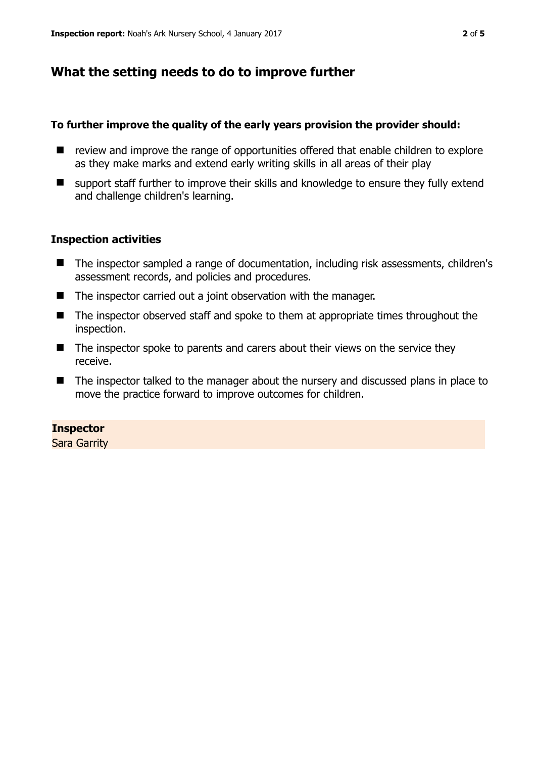## What the setting needs to do to improve further

**To further improve the quality of the early years provision the provider should:**

- review and improve the range of opportunities offered that enable children to explore as they make marks and extend early writing skills in all areas of their play
- support staff further to improve their skills and knowledge to ensure they fully extend and challenge children's learning.

### Inspection activities

- The inspector sampled a range of documentation, including risk assessments, children's assessment records, and policies and procedures.
- The inspector carried out a joint observation with the manager.
- The inspector observed staff and spoke to them at appropriate times throughout the inspection.
- The inspector spoke to parents and carers about their views on the service they receive.
- The inspector talked to the manager about the nursery and discussed plans in place to move the practice forward to improve outcomes for children.

**Inspector**
Sara Garrity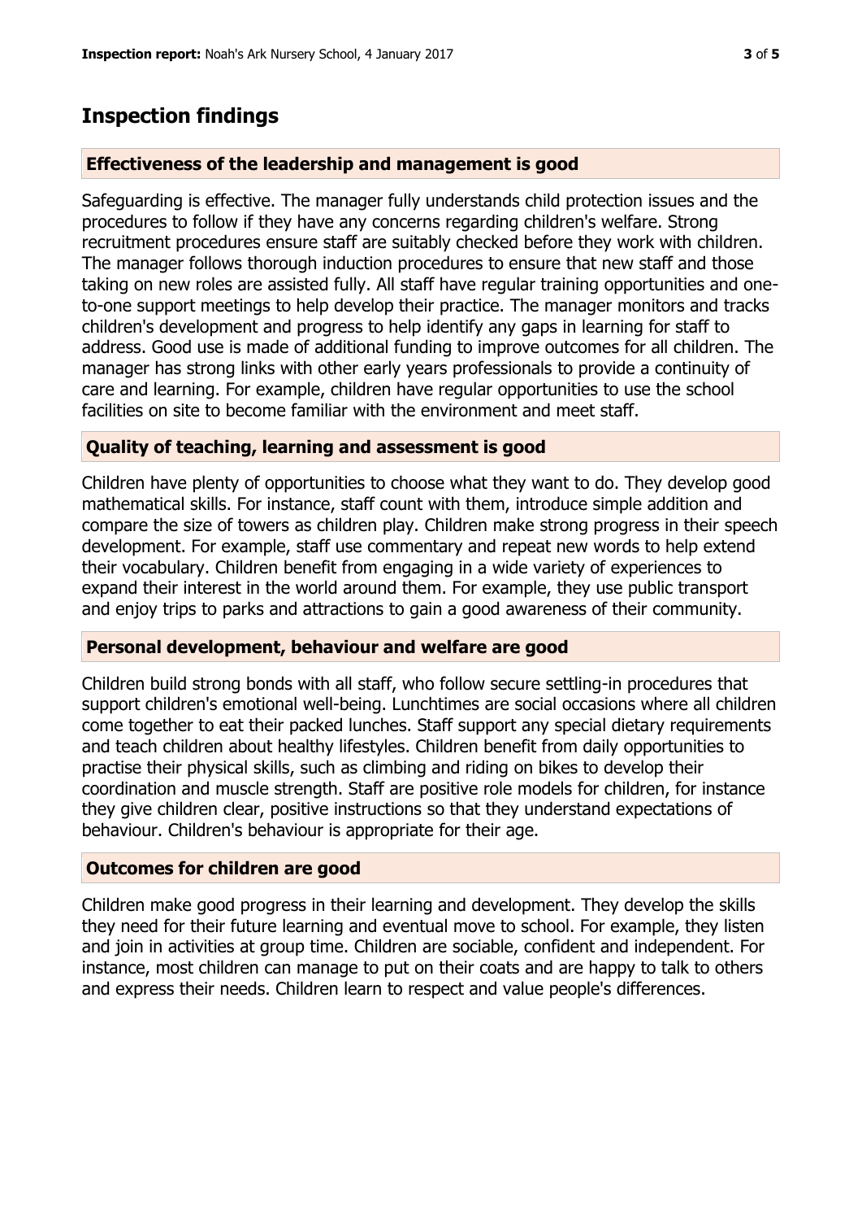## Inspection findings

### Effectiveness of the leadership and management is good

Safeguarding is effective. The manager fully understands child protection issues and the procedures to follow if they have any concerns regarding children's welfare. Strong recruitment procedures ensure staff are suitably checked before they work with children. The manager follows thorough induction procedures to ensure that new staff and those taking on new roles are assisted fully. All staff have regular training opportunities and one-to-one support meetings to help develop their practice. The manager monitors and tracks children's development and progress to help identify any gaps in learning for staff to address. Good use is made of additional funding to improve outcomes for all children. The manager has strong links with other early years professionals to provide a continuity of care and learning. For example, children have regular opportunities to use the school facilities on site to become familiar with the environment and meet staff.

### Quality of teaching, learning and assessment is good

Children have plenty of opportunities to choose what they want to do. They develop good mathematical skills. For instance, staff count with them, introduce simple addition and compare the size of towers as children play. Children make strong progress in their speech development. For example, staff use commentary and repeat new words to help extend their vocabulary. Children benefit from engaging in a wide variety of experiences to expand their interest in the world around them. For example, they use public transport and enjoy trips to parks and attractions to gain a good awareness of their community.

### Personal development, behaviour and welfare are good

Children build strong bonds with all staff, who follow secure settling-in procedures that support children's emotional well-being. Lunchtimes are social occasions where all children come together to eat their packed lunches. Staff support any special dietary requirements and teach children about healthy lifestyles. Children benefit from daily opportunities to practise their physical skills, such as climbing and riding on bikes to develop their coordination and muscle strength. Staff are positive role models for children, for instance they give children clear, positive instructions so that they understand expectations of behaviour. Children's behaviour is appropriate for their age.

### Outcomes for children are good

Children make good progress in their learning and development. They develop the skills they need for their future learning and eventual move to school. For example, they listen and join in activities at group time. Children are sociable, confident and independent. For instance, most children can manage to put on their coats and are happy to talk to others and express their needs. Children learn to respect and value people's differences.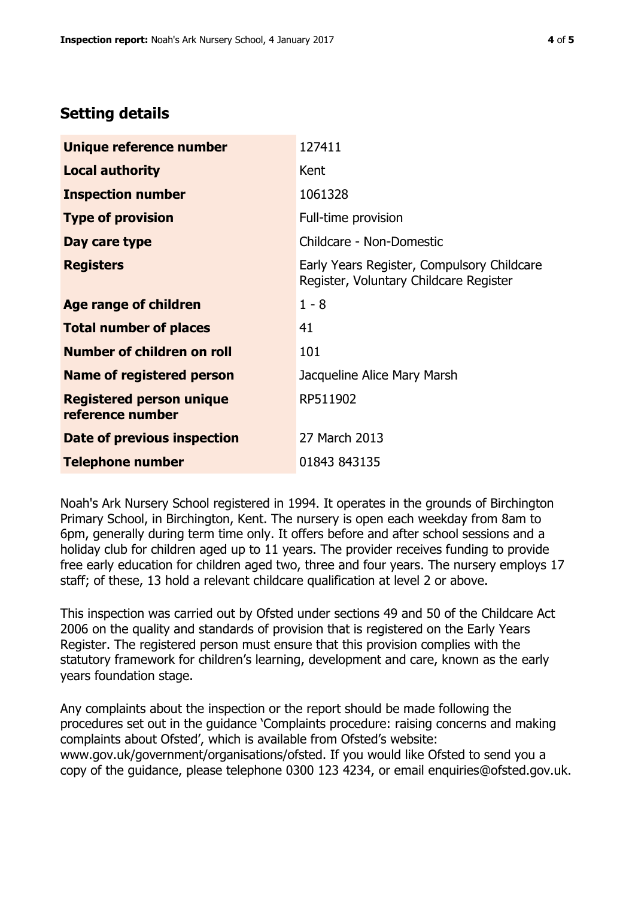## Setting details

| | |
|---|---|
| **Unique reference number** | 127411 |
| **Local authority** | Kent |
| **Inspection number** | 1061328 |
| **Type of provision** | Full-time provision |
| **Day care type** | Childcare - Non-Domestic |
| **Registers** | Early Years Register, Compulsory Childcare Register, Voluntary Childcare Register |
| **Age range of children** | 1 - 8 |
| **Total number of places** | 41 |
| **Number of children on roll** | 101 |
| **Name of registered person** | Jacqueline Alice Mary Marsh |
| **Registered person unique reference number** | RP511902 |
| **Date of previous inspection** | 27 March 2013 |
| **Telephone number** | 01843 843135 |

Noah's Ark Nursery School registered in 1994. It operates in the grounds of Birchington Primary School, in Birchington, Kent. The nursery is open each weekday from 8am to 6pm, generally during term time only. It offers before and after school sessions and a holiday club for children aged up to 11 years. The provider receives funding to provide free early education for children aged two, three and four years. The nursery employs 17 staff; of these, 13 hold a relevant childcare qualification at level 2 or above.

This inspection was carried out by Ofsted under sections 49 and 50 of the Childcare Act 2006 on the quality and standards of provision that is registered on the Early Years Register. The registered person must ensure that this provision complies with the statutory framework for children's learning, development and care, known as the early years foundation stage.

Any complaints about the inspection or the report should be made following the procedures set out in the guidance 'Complaints procedure: raising concerns and making complaints about Ofsted', which is available from Ofsted's website: www.gov.uk/government/organisations/ofsted. If you would like Ofsted to send you a copy of the guidance, please telephone 0300 123 4234, or email enquiries@ofsted.gov.uk.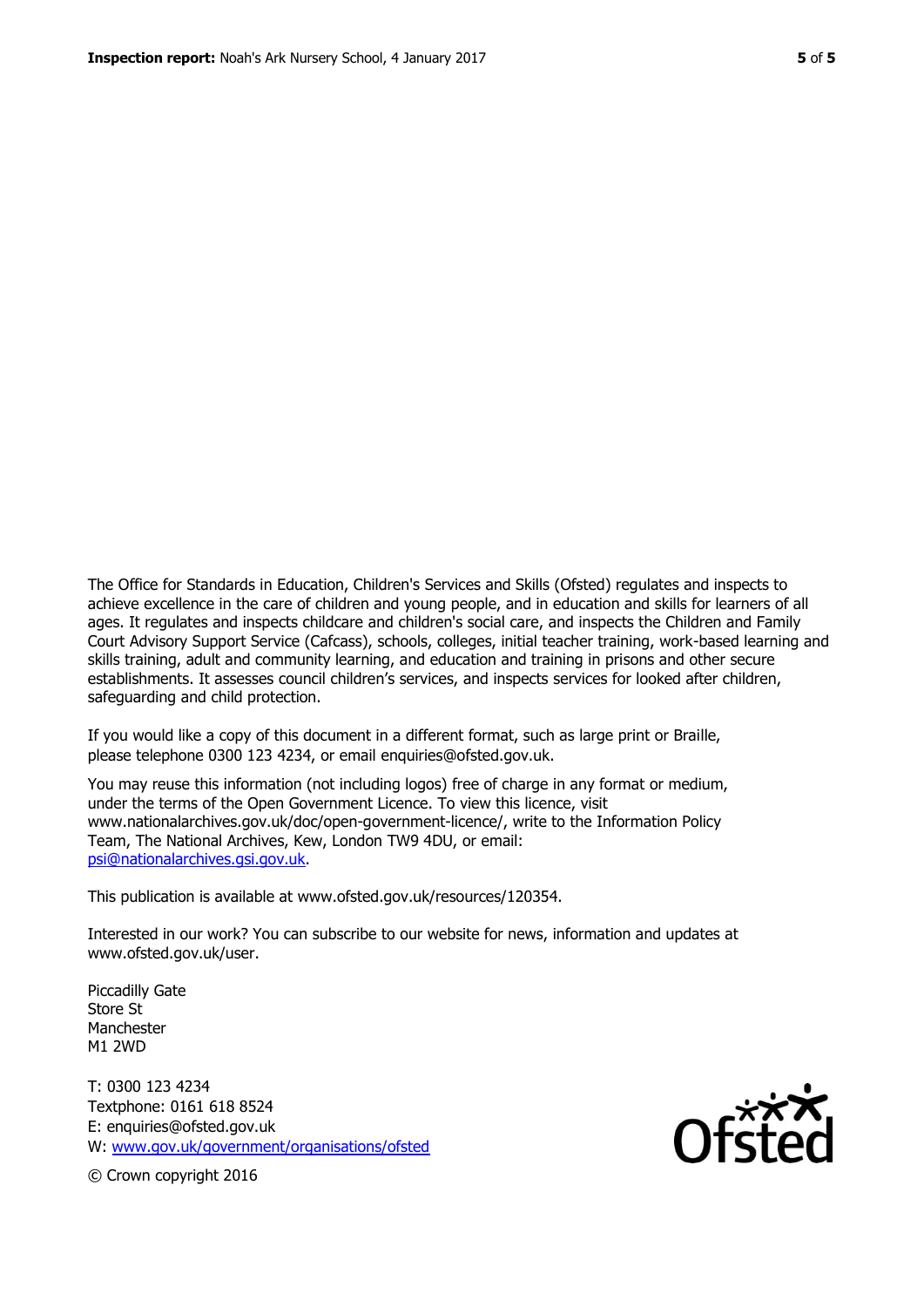The Office for Standards in Education, Children's Services and Skills (Ofsted) regulates and inspects to achieve excellence in the care of children and young people, and in education and skills for learners of all ages. It regulates and inspects childcare and children's social care, and inspects the Children and Family Court Advisory Support Service (Cafcass), schools, colleges, initial teacher training, work-based learning and skills training, adult and community learning, and education and training in prisons and other secure establishments. It assesses council children's services, and inspects services for looked after children, safeguarding and child protection.

If you would like a copy of this document in a different format, such as large print or Braille, please telephone 0300 123 4234, or email enquiries@ofsted.gov.uk.

You may reuse this information (not including logos) free of charge in any format or medium, under the terms of the Open Government Licence. To view this licence, visit www.nationalarchives.gov.uk/doc/open-government-licence/, write to the Information Policy Team, The National Archives, Kew, London TW9 4DU, or email: psi@nationalarchives.gsi.gov.uk.

This publication is available at www.ofsted.gov.uk/resources/120354.

Interested in our work? You can subscribe to our website for news, information and updates at www.ofsted.gov.uk/user.

Piccadilly Gate
Store St
Manchester
M1 2WD

T: 0300 123 4234
Textphone: 0161 618 8524
E: enquiries@ofsted.gov.uk
W: www.gov.uk/government/organisations/ofsted

© Crown copyright 2016